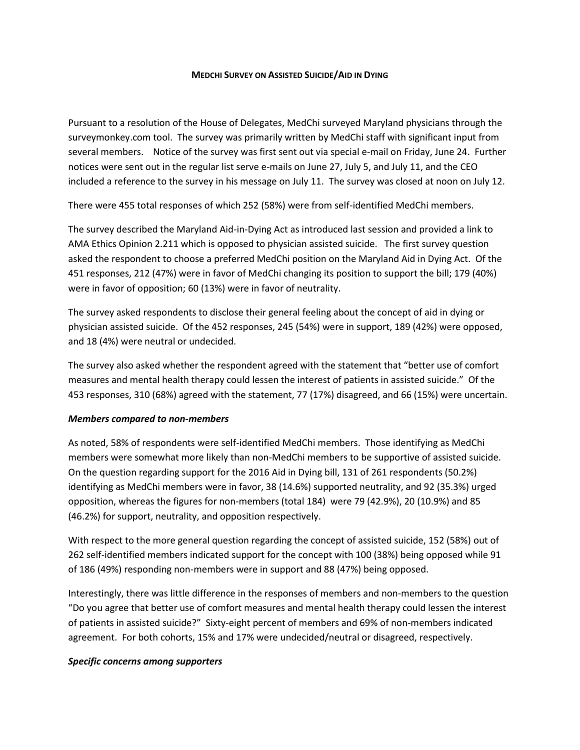# MEDCHI SURVEY ON ASSISTED SUICIDE/AID IN DYING

Pursuant to a resolution of the House of Delegates, MedChi surveyed Maryland physicians through the surveymonkey.com tool. The survey was primarily written by MedChi staff with significant input from several members. Notice of the survey was first sent out via special e-mail on Friday, June 24. Further notices were sent out in the regular list serve e-mails on June 27, July 5, and July 11, and the CEO included a reference to the survey in his message on July 11. The survey was closed at noon on July 12.

There were 455 total responses of which 252 (58%) were from self-identified MedChi members.

The survey described the Maryland Aid-in-Dying Act as introduced last session and provided a link to AMA Ethics Opinion 2.211 which is opposed to physician assisted suicide. The first survey question asked the respondent to choose a preferred MedChi position on the Maryland Aid in Dying Act. Of the 451 responses, 212 (47%) were in favor of MedChi changing its position to support the bill; 179 (40%) were in favor of opposition; 60 (13%) were in favor of neutrality.

The survey asked respondents to disclose their general feeling about the concept of aid in dying or physician assisted suicide. Of the 452 responses, 245 (54%) were in support, 189 (42%) were opposed, and 18 (4%) were neutral or undecided.

The survey also asked whether the respondent agreed with the statement that "better use of comfort measures and mental health therapy could lessen the interest of patients in assisted suicide." Of the 453 responses, 310 (68%) agreed with the statement, 77 (17%) disagreed, and 66 (15%) were uncertain.

### *Members compared to non-members*

As noted, 58% of respondents were self-identified MedChi members. Those identifying as MedChi members were somewhat more likely than non-MedChi members to be supportive of assisted suicide. On the question regarding support for the 2016 Aid in Dying bill, 131 of 261 respondents (50.2%) identifying as MedChi members were in favor, 38 (14.6%) supported neutrality, and 92 (35.3%) urged opposition, whereas the figures for non-members (total 184) were 79 (42.9%), 20 (10.9%) and 85 (46.2%) for support, neutrality, and opposition respectively.

With respect to the more general question regarding the concept of assisted suicide, 152 (58%) out of 262 self-identified members indicated support for the concept with 100 (38%) being opposed while 91 of 186 (49%) responding non-members were in support and 88 (47%) being opposed.

Interestingly, there was little difference in the responses of members and non-members to the question "Do you agree that better use of comfort measures and mental health therapy could lessen the interest of patients in assisted suicide?" Sixty-eight percent of members and 69% of non-members indicated agreement. For both cohorts, 15% and 17% were undecided/neutral or disagreed, respectively.

### *Specific concerns among supporters*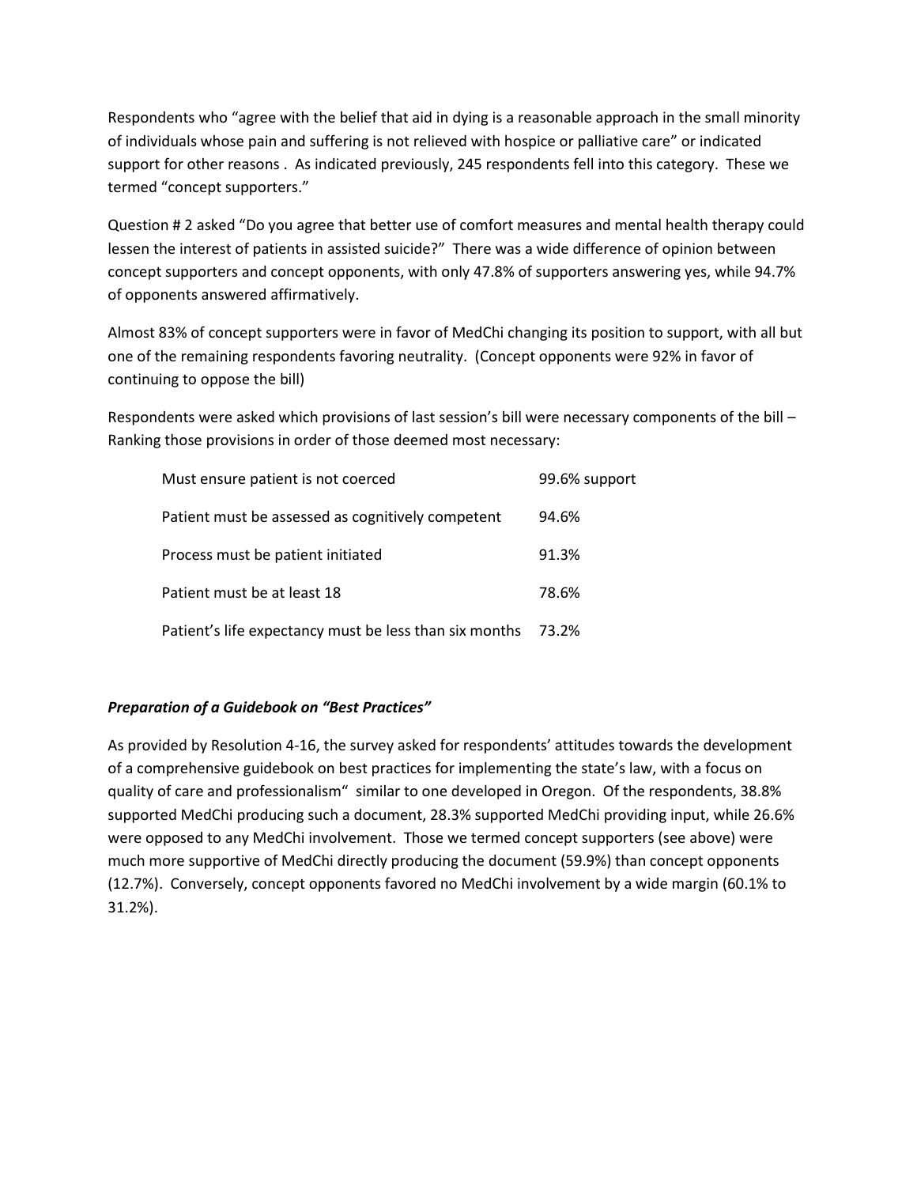Respondents who "agree with the belief that aid in dying is a reasonable approach in the small minority of individuals whose pain and suffering is not relieved with hospice or palliative care" or indicated support for other reasons . As indicated previously, 245 respondents fell into this category. These we termed "concept supporters."

Question # 2 asked "Do you agree that better use of comfort measures and mental health therapy could lessen the interest of patients in assisted suicide?" There was a wide difference of opinion between concept supporters and concept opponents, with only 47.8% of supporters answering yes, while 94.7% of opponents answered affirmatively.

Almost 83% of concept supporters were in favor of MedChi changing its position to support, with all but one of the remaining respondents favoring neutrality. (Concept opponents were 92% in favor of continuing to oppose the bill)

Respondents were asked which provisions of last session's bill were necessary components of the bill – Ranking those provisions in order of those deemed most necessary:

| | |
|---|---|
| Must ensure patient is not coerced | 99.6% support |
| Patient must be assessed as cognitively competent | 94.6% |
| Process must be patient initiated | 91.3% |
| Patient must be at least 18 | 78.6% |
| Patient's life expectancy must be less than six months | 73.2% |

***Preparation of a Guidebook on "Best Practices"***

As provided by Resolution 4-16, the survey asked for respondents' attitudes towards the development of a comprehensive guidebook on best practices for implementing the state's law, with a focus on quality of care and professionalism" similar to one developed in Oregon. Of the respondents, 38.8% supported MedChi producing such a document, 28.3% supported MedChi providing input, while 26.6% were opposed to any MedChi involvement. Those we termed concept supporters (see above) were much more supportive of MedChi directly producing the document (59.9%) than concept opponents (12.7%). Conversely, concept opponents favored no MedChi involvement by a wide margin (60.1% to 31.2%).